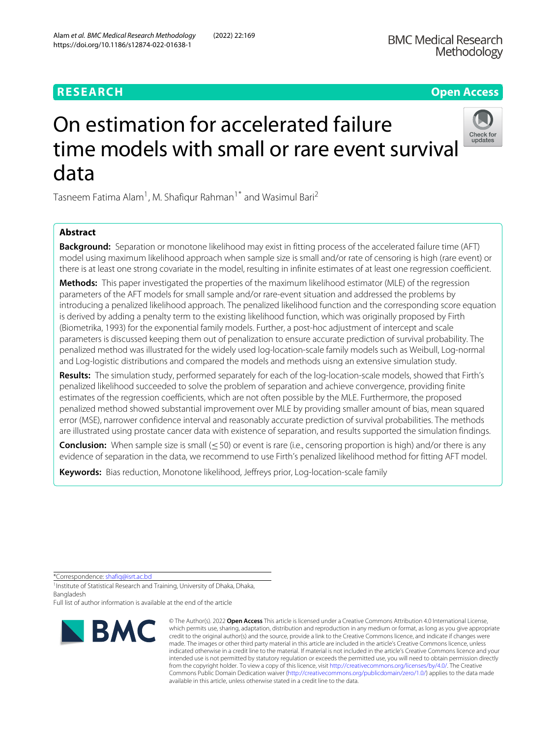RESEARCH

Open Access

# On estimation for accelerated failure time models with small or rare event survival data

Tasneem Fatima Alam[1], M. Shafiqur Rahman[1*] and Wasimul Bari[2]

## Abstract

**Background:** Separation or monotone likelihood may exist in fitting process of the accelerated failure time (AFT) model using maximum likelihood approach when sample size is small and/or rate of censoring is high (rare event) or there is at least one strong covariate in the model, resulting in infinite estimates of at least one regression coefficient.

**Methods:** This paper investigated the properties of the maximum likelihood estimator (MLE) of the regression parameters of the AFT models for small sample and/or rare-event situation and addressed the problems by introducing a penalized likelihood approach. The penalized likelihood function and the corresponding score equation is derived by adding a penalty term to the existing likelihood function, which was originally proposed by Firth (Biometrika, 1993) for the exponential family models. Further, a post-hoc adjustment of intercept and scale parameters is discussed keeping them out of penalization to ensure accurate prediction of survival probability. The penalized method was illustrated for the widely used log-location-scale family models such as Weibull, Log-normal and Log-logistic distributions and compared the models and methods uisng an extensive simulation study.

**Results:** The simulation study, performed separately for each of the log-location-scale models, showed that Firth's penalized likelihood succeeded to solve the problem of separation and achieve convergence, providing finite estimates of the regression coefficients, which are not often possible by the MLE. Furthermore, the proposed penalized method showed substantial improvement over MLE by providing smaller amount of bias, mean squared error (MSE), narrower confidence interval and reasonably accurate prediction of survival probabilities. The methods are illustrated using prostate cancer data with existence of separation, and results supported the simulation findings.

**Conclusion:** When sample size is small ($\leq 50$) or event is rare (i.e., censoring proportion is high) and/or there is any evidence of separation in the data, we recommend to use Firth's penalized likelihood method for fitting AFT model.

**Keywords:** Bias reduction, Monotone likelihood, Jeffreys prior, Log-location-scale family

*Correspondence: shafiq@isrt.ac.bd

[1]Institute of Statistical Research and Training, University of Dhaka, Dhaka, Bangladesh

Full list of author information is available at the end of the article

© The Author(s). 2022 **Open Access** This article is licensed under a Creative Commons Attribution 4.0 International License, which permits use, sharing, adaptation, distribution and reproduction in any medium or format, as long as you give appropriate credit to the original author(s) and the source, provide a link to the Creative Commons licence, and indicate if changes were made. The images or other third party material in this article are included in the article's Creative Commons licence, unless indicated otherwise in a credit line to the material. If material is not included in the article's Creative Commons licence and your intended use is not permitted by statutory regulation or exceeds the permitted use, you will need to obtain permission directly from the copyright holder. To view a copy of this licence, visit http://creativecommons.org/licenses/by/4.0/. The Creative Commons Public Domain Dedication waiver (http://creativecommons.org/publicdomain/zero/1.0/) applies to the data made available in this article, unless otherwise stated in a credit line to the data.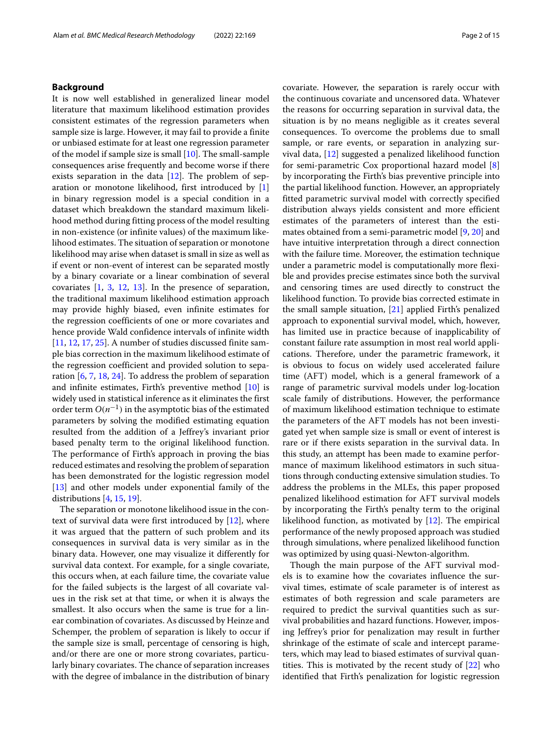## Background

It is now well established in generalized linear model literature that maximum likelihood estimation provides consistent estimates of the regression parameters when sample size is large. However, it may fail to provide a finite or unbiased estimate for at least one regression parameter of the model if sample size is small [10]. The small-sample consequences arise frequently and become worse if there exists separation in the data [12]. The problem of separation or monotone likelihood, first introduced by [1] in binary regression model is a special condition in a dataset which breakdown the standard maximum likelihood method during fitting process of the model resulting in non-existence (or infinite values) of the maximum likelihood estimates. The situation of separation or monotone likelihood may arise when dataset is small in size as well as if event or non-event of interest can be separated mostly by a binary covariate or a linear combination of several covariates [1, 3, 12, 13]. In the presence of separation, the traditional maximum likelihood estimation approach may provide highly biased, even infinite estimates for the regression coefficients of one or more covariates and hence provide Wald confidence intervals of infinite width [11, 12, 17, 25]. A number of studies discussed finite sample bias correction in the maximum likelihood estimate of the regression coefficient and provided solution to separation [6, 7, 18, 24]. To address the problem of separation and infinite estimates, Firth's preventive method [10] is widely used in statistical inference as it eliminates the first order term $O(n^{-1})$ in the asymptotic bias of the estimated parameters by solving the modified estimating equation resulted from the addition of a Jeffrey's invariant prior based penalty term to the original likelihood function. The performance of Firth's approach in proving the bias reduced estimates and resolving the problem of separation has been demonstrated for the logistic regression model [13] and other models under exponential family of the distributions [4, 15, 19].

The separation or monotone likelihood issue in the context of survival data were first introduced by [12], where it was argued that the pattern of such problem and its consequences in survival data is very similar as in the binary data. However, one may visualize it differently for survival data context. For example, for a single covariate, this occurs when, at each failure time, the covariate value for the failed subjects is the largest of all covariate values in the risk set at that time, or when it is always the smallest. It also occurs when the same is true for a linear combination of covariates. As discussed by Heinze and Schemper, the problem of separation is likely to occur if the sample size is small, percentage of censoring is high, and/or there are one or more strong covariates, particularly binary covariates. The chance of separation increases with the degree of imbalance in the distribution of binary covariate. However, the separation is rarely occur with the continuous covariate and uncensored data. Whatever the reasons for occurring separation in survival data, the situation is by no means negligible as it creates several consequences. To overcome the problems due to small sample, or rare events, or separation in analyzing survival data, [12] suggested a penalized likelihood function for semi-parametric Cox proportional hazard model [8] by incorporating the Firth's bias preventive principle into the partial likelihood function. However, an appropriately fitted parametric survival model with correctly specified distribution always yields consistent and more efficient estimates of the parameters of interest than the estimates obtained from a semi-parametric model [9, 20] and have intuitive interpretation through a direct connection with the failure time. Moreover, the estimation technique under a parametric model is computationally more flexible and provides precise estimates since both the survival and censoring times are used directly to construct the likelihood function. To provide bias corrected estimate in the small sample situation, [21] applied Firth's penalized approach to exponential survival model, which, however, has limited use in practice because of inapplicability of constant failure rate assumption in most real world applications. Therefore, under the parametric framework, it is obvious to focus on widely used accelerated failure time (AFT) model, which is a general framework of a range of parametric survival models under log-location scale family of distributions. However, the performance of maximum likelihood estimation technique to estimate the parameters of the AFT models has not been investigated yet when sample size is small or event of interest is rare or if there exists separation in the survival data. In this study, an attempt has been made to examine performance of maximum likelihood estimators in such situations through conducting extensive simulation studies. To address the problems in the MLEs, this paper proposed penalized likelihood estimation for AFT survival models by incorporating the Firth's penalty term to the original likelihood function, as motivated by [12]. The empirical performance of the newly proposed approach was studied through simulations, where penalized likelihood function was optimized by using quasi-Newton-algorithm.

Though the main purpose of the AFT survival models is to examine how the covariates influence the survival times, estimate of scale parameter is of interest as estimates of both regression and scale parameters are required to predict the survival quantities such as survival probabilities and hazard functions. However, imposing Jeffrey's prior for penalization may result in further shrinkage of the estimate of scale and intercept parameters, which may lead to biased estimates of survival quantities. This is motivated by the recent study of [22] who identified that Firth's penalization for logistic regression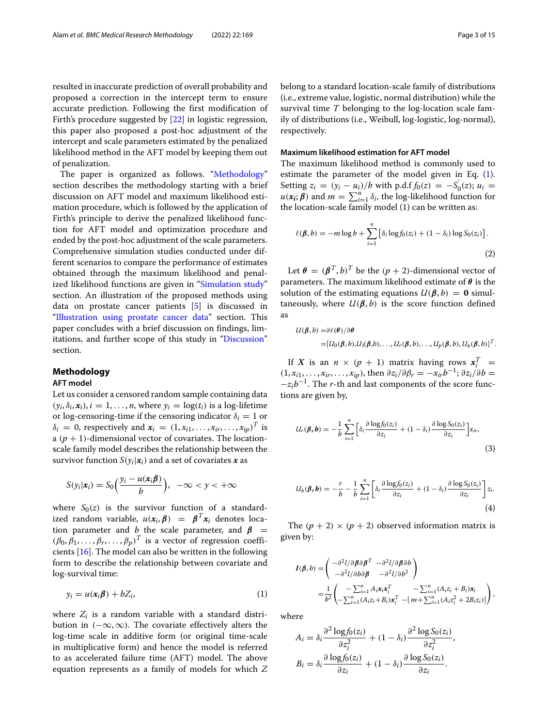resulted in inaccurate prediction of overall probability and proposed a correction in the intercept term to ensure accurate prediction. Following the first modification of Firth's procedure suggested by [22] in logistic regression, this paper also proposed a post-hoc adjustment of the intercept and scale parameters estimated by the penalized likelihood method in the AFT model by keeping them out of penalization.

The paper is organized as follows. "Methodology" section describes the methodology starting with a brief discussion on AFT model and maximum likelihood estimation procedure, which is followed by the application of Firth's principle to derive the penalized likelihood function for AFT model and optimization procedure and ended by the post-hoc adjustment of the scale parameters. Comprehensive simulation studies conducted under different scenarios to compare the performance of estimates obtained through the maximum likelihood and penalized likelihood functions are given in "Simulation study" section. An illustration of the proposed methods using data on prostate cancer patients [5] is discussed in "Illustration using prostate cancer data" section. This paper concludes with a brief discussion on findings, limitations, and further scope of this study in "Discussion" section.

## Methodology

### AFT model

Let us consider a censored random sample containing data $(y_i, \delta_i, \boldsymbol{x}_i), i = 1, \ldots, n$, where $y_i = \log(t_i)$ is a log-lifetime or log-censoring-time if the censoring indicator $\delta_i = 1$ or $\delta_i = 0$, respectively and $\boldsymbol{x}_i = (1, x_{i1}, \ldots, x_{ir}, \ldots, x_{ip})^T$ is a $(p+1)$-dimensional vector of covariates. The location-scale family model describes the relationship between the survivor function $S(y_i|\boldsymbol{x}_i)$ and a set of covariates $\boldsymbol{x}$ as

$$S(y_i|\boldsymbol{x}_i) = S_0\Big(\frac{y_i - u(\boldsymbol{x}_i\boldsymbol{\beta})}{b}\Big), \quad -\infty < y < +\infty$$

where $S_0(z)$ is the survivor function of a standardized random variable, $u(\boldsymbol{x}_i, \boldsymbol{\beta}) = \boldsymbol{\beta}^T\boldsymbol{x}_i$ denotes location parameter and $b$ the scale parameter, and $\boldsymbol{\beta} = (\beta_0, \beta_1, \ldots, \beta_r, \ldots, \beta_p)^T$ is a vector of regression coefficients [16]. The model can also be written in the following form to describe the relationship between covariate and log-survival time:

$$y_i = u(\boldsymbol{x}_i\boldsymbol{\beta}) + bZ_i, \tag{1}$$

where $Z_i$ is a random variable with a standard distribution in $(-\infty, \infty)$. The covariate effectively alters the log-time scale in additive form (or original time-scale in multiplicative form) and hence the model is referred to as accelerated failure time (AFT) model. The above equation represents as a family of models for which $Z$ belong to a standard location-scale family of distributions (i.e., extreme value, logistic, normal distribution) while the survival time $T$ belonging to the log-location scale family of distributions (i.e., Weibull, log-logistic, log-normal), respectively.

### Maximum likelihood estimation for AFT model

The maximum likelihood method is commonly used to estimate the parameter of the model given in Eq. (1). Setting $z_i = (y_i - u_i)/b$ with p.d.f $f_0(z) = -S_0^{'}(z)$; $u_i = u(\boldsymbol{x_i}; \boldsymbol{\beta})$ and $m = \sum_{i=1}^{n}\delta_i$, the log-likelihood function for the location-scale family model (1) can be written as:

$$\ell(\boldsymbol{\beta}, b) = -m\log b + \sum_{i=1}^{n}\left[\delta_i \log f_0(z_i) + (1-\delta_i)\log S_0(z_i)\right]. \tag{2}$$

Let $\boldsymbol{\theta} = (\boldsymbol{\beta}^T, b)^T$ be the $(p+2)$-dimensional vector of parameters. The maximum likelihood estimate of $\boldsymbol{\theta}$ is the solution of the estimating equations $U(\boldsymbol{\beta}, b) = \boldsymbol{0}$ simultaneously, where $U(\boldsymbol{\beta}, b)$ is the score function defined as

$$\begin{aligned} U(\boldsymbol{\beta}, b) =& \partial\ell(\boldsymbol{\theta})/\partial\boldsymbol{\theta} \\ =& [U_0(\boldsymbol{\beta}, b), U_1(\boldsymbol{\beta}, b), \ldots, U_r(\boldsymbol{\beta}, b), \ldots, U_p(\boldsymbol{\beta}, b), U_b(\boldsymbol{\beta}, b)]^T. \end{aligned}$$

If $\boldsymbol{X}$ is an $n \times (p+1)$ matrix having rows $\boldsymbol{x}_i^T = (1, x_{i1}, \ldots, x_{ir}, \ldots, x_{ip})$, then $\partial z_i/\partial\beta_r = -x_{ir}b^{-1}$; $\partial z_i/\partial b = -z_i b^{-1}$. The $r$-th and last components of the score functions are given by,

$$U_r(\boldsymbol{\beta}, \boldsymbol{b}) = -\frac{1}{b}\sum_{i=1}^{n}\Big[\delta_i \frac{\partial \log f_0(z_i)}{\partial z_i} + (1-\delta_i)\frac{\partial \log S_0(z_i)}{\partial z_i}\Big]x_{ir}, \tag{3}$$

$$U_b(\boldsymbol{\beta}, \boldsymbol{b}) = -\frac{r}{b} - \frac{1}{b}\sum_{i=1}^{n}\left[\delta_i \frac{\partial \log f_0(z_i)}{\partial z_i} + (1-\delta_i)\frac{\partial \log S_0(z_i)}{\partial z_i}\right]z_i. \tag{4}$$

The $(p+2)\times(p+2)$ observed information matrix is given by:

$$\begin{aligned} \boldsymbol{I}(\boldsymbol{\beta}, b) =& \begin{pmatrix} -\partial^2 l/\partial\boldsymbol{\beta}\partial\boldsymbol{\beta}^T & -\partial^2 l/\partial\boldsymbol{\beta}\partial b \\ -\partial^2 l/\partial b\partial\boldsymbol{\beta} & -\partial^2 l/\partial b^2 \end{pmatrix} \\ =& \frac{1}{b^2}\begin{pmatrix} -\sum_{i=1}^{n} A_i\boldsymbol{x}_i\boldsymbol{x}_i^T & -\sum_{i=1}^{n}(A_i z_i + B_i)\boldsymbol{x}_i \\ -\sum_{i=1}^{n}(A_i z_i + B_i)\boldsymbol{x}_i^T & -[m + \sum_{i=1}^{n}(A_i z_i^2 + 2B_i z_i)] \end{pmatrix}, \end{aligned}$$

where

$$A_i = \delta_i \frac{\partial^2 \log f_0(z_i)}{\partial z_i^2} + (1-\delta_i)\frac{\partial^2 \log S_0(z_i)}{\partial z_i^2},$$

$$B_i = \delta_i \frac{\partial \log f_0(z_i)}{\partial z_i} + (1-\delta_i)\frac{\partial \log S_0(z_i)}{\partial z_i}.$$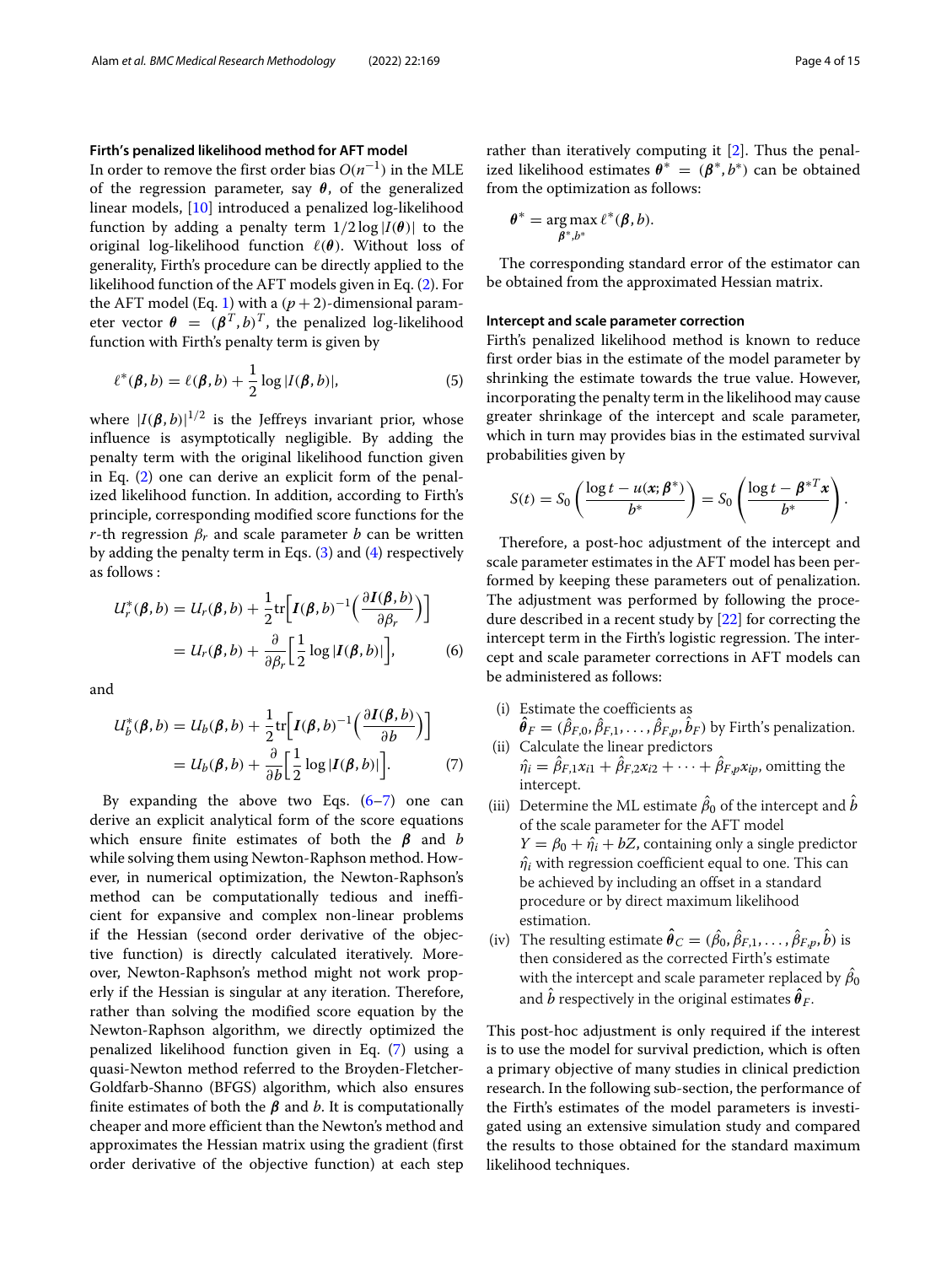### Firth's penalized likelihood method for AFT model

In order to remove the first order bias $O(n^{-1})$ in the MLE of the regression parameter, say $\boldsymbol{\theta}$, of the generalized linear models, [10] introduced a penalized log-likelihood function by adding a penalty term $1/2\log|I(\boldsymbol{\theta})|$ to the original log-likelihood function $\ell(\boldsymbol{\theta})$. Without loss of generality, Firth's procedure can be directly applied to the likelihood function of the AFT models given in Eq. (2). For the AFT model (Eq. 1) with a $(p+2)$-dimensional parameter vector $\boldsymbol{\theta} = (\boldsymbol{\beta}^T, b)^T$, the penalized log-likelihood function with Firth's penalty term is given by

$$\ell^*(\boldsymbol{\beta}, b) = \ell(\boldsymbol{\beta}, b) + \frac{1}{2}\log|I(\boldsymbol{\beta}, b)|, \tag{5}$$

where $|I(\boldsymbol{\beta}, b)|^{1/2}$ is the Jeffreys invariant prior, whose influence is asymptotically negligible. By adding the penalty term with the original likelihood function given in Eq. (2) one can derive an explicit form of the penalized likelihood function. In addition, according to Firth's principle, corresponding modified score functions for the $r$-th regression $\beta_r$ and scale parameter $b$ can be written by adding the penalty term in Eqs. (3) and (4) respectively as follows :

$$\begin{aligned} U_r^*(\boldsymbol{\beta}, b) &= U_r(\boldsymbol{\beta}, b) + \frac{1}{2}\mathrm{tr}\Big[\boldsymbol{I}(\boldsymbol{\beta}, b)^{-1}\Big(\frac{\partial \boldsymbol{I}(\boldsymbol{\beta}, b)}{\partial \beta_r}\Big)\Big] \\ &= U_r(\boldsymbol{\beta}, b) + \frac{\partial}{\partial \beta_r}\Big[\frac{1}{2}\log|\boldsymbol{I}(\boldsymbol{\beta}, b)|\Big], \end{aligned} \tag{6}$$

and

$$\begin{aligned} U_b^*(\boldsymbol{\beta}, b) &= U_b(\boldsymbol{\beta}, b) + \frac{1}{2}\mathrm{tr}\Big[\boldsymbol{I}(\boldsymbol{\beta}, b)^{-1}\Big(\frac{\partial \boldsymbol{I}(\boldsymbol{\beta}, b)}{\partial b}\Big)\Big] \\ &= U_b(\boldsymbol{\beta}, b) + \frac{\partial}{\partial b}\Big[\frac{1}{2}\log|\boldsymbol{I}(\boldsymbol{\beta}, b)|\Big]. \end{aligned} \tag{7}$$

By expanding the above two Eqs. (6–7) one can derive an explicit analytical form of the score equations which ensure finite estimates of both the $\boldsymbol{\beta}$ and $b$ while solving them using Newton-Raphson method. However, in numerical optimization, the Newton-Raphson's method can be computationally tedious and inefficient for expansive and complex non-linear problems if the Hessian (second order derivative of the objective function) is directly calculated iteratively. Moreover, Newton-Raphson's method might not work properly if the Hessian is singular at any iteration. Therefore, rather than solving the modified score equation by the Newton-Raphson algorithm, we directly optimized the penalized likelihood function given in Eq. (7) using a quasi-Newton method referred to the Broyden-Fletcher-Goldfarb-Shanno (BFGS) algorithm, which also ensures finite estimates of both the $\boldsymbol{\beta}$ and $b$. It is computationally cheaper and more efficient than the Newton's method and approximates the Hessian matrix using the gradient (first order derivative of the objective function) at each step rather than iteratively computing it [2]. Thus the penalized likelihood estimates $\boldsymbol{\theta}^* = (\boldsymbol{\beta}^*, b^*)$ can be obtained from the optimization as follows:

$$\boldsymbol{\theta}^* = \underset{\boldsymbol{\beta}^*, b^*}{\arg\max}\, \ell^*(\boldsymbol{\beta}, b).$$

The corresponding standard error of the estimator can be obtained from the approximated Hessian matrix.

### Intercept and scale parameter correction

Firth's penalized likelihood method is known to reduce first order bias in the estimate of the model parameter by shrinking the estimate towards the true value. However, incorporating the penalty term in the likelihood may cause greater shrinkage of the intercept and scale parameter, which in turn may provides bias in the estimated survival probabilities given by

$$S(t) = S_0\left(\frac{\log t - u(\boldsymbol{x}; \boldsymbol{\beta}^*)}{b^*}\right) = S_0\left(\frac{\log t - \boldsymbol{\beta}^{*T}\boldsymbol{x}}{b^*}\right).$$

Therefore, a post-hoc adjustment of the intercept and scale parameter estimates in the AFT model has been performed by keeping these parameters out of penalization. The adjustment was performed by following the procedure described in a recent study by [22] for correcting the intercept term in the Firth's logistic regression. The intercept and scale parameter corrections in AFT models can be administered as follows:

- (i) Estimate the coefficients as $\hat{\boldsymbol{\theta}}_F = (\hat{\beta}_{F,0}, \hat{\beta}_{F,1}, \ldots, \hat{\beta}_{F,p}, \hat{b}_F)$ by Firth's penalization.
- (ii) Calculate the linear predictors $\hat{\eta}_i = \hat{\beta}_{F,1}x_{i1} + \hat{\beta}_{F,2}x_{i2} + \cdots + \hat{\beta}_{F,p}x_{ip}$, omitting the intercept.
- (iii) Determine the ML estimate $\hat{\beta}_0$ of the intercept and $\hat{b}$ of the scale parameter for the AFT model $Y = \beta_0 + \hat{\eta}_i + bZ$, containing only a single predictor $\hat{\eta}_i$ with regression coefficient equal to one. This can be achieved by including an offset in a standard procedure or by direct maximum likelihood estimation.
- (iv) The resulting estimate $\hat{\boldsymbol{\theta}}_C = (\hat{\beta}_0, \hat{\beta}_{F,1}, \ldots, \hat{\beta}_{F,p}, \hat{b})$ is then considered as the corrected Firth's estimate with the intercept and scale parameter replaced by $\hat{\beta}_0$ and $\hat{b}$ respectively in the original estimates $\hat{\boldsymbol{\theta}}_F$.

This post-hoc adjustment is only required if the interest is to use the model for survival prediction, which is often a primary objective of many studies in clinical prediction research. In the following sub-section, the performance of the Firth's estimates of the model parameters is investigated using an extensive simulation study and compared the results to those obtained for the standard maximum likelihood techniques.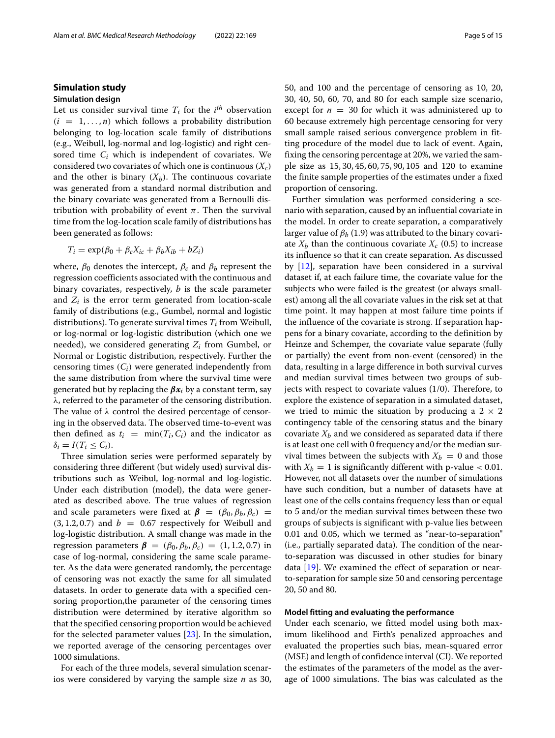## Simulation study

### Simulation design

Let us consider survival time $T_i$ for the $i^{th}$ observation ($i = 1, \ldots, n$) which follows a probability distribution belonging to log-location scale family of distributions (e.g., Weibull, log-normal and log-logistic) and right censored time $C_i$ which is independent of covariates. We considered two covariates of which one is continuous ($X_c$) and the other is binary ($X_b$). The continuous covariate was generated from a standard normal distribution and the binary covariate was generated from a Bernoulli distribution with probability of event $\pi$. Then the survival time from the log-location scale family of distributions has been generated as follows:

$$T_i = \exp(\beta_0 + \beta_c X_{ic} + \beta_b X_{ib} + bZ_i)$$

where, $\beta_0$ denotes the intercept, $\beta_c$ and $\beta_b$ represent the regression coefficients associated with the continuous and binary covariates, respectively, $b$ is the scale parameter and $Z_i$ is the error term generated from location-scale family of distributions (e.g., Gumbel, normal and logistic distributions). To generate survival times $T_i$ from Weibull, or log-normal or log-logistic distribution (which one we needed), we considered generating $Z_i$ from Gumbel, or Normal or Logistic distribution, respectively. Further the censoring times ($C_i$) were generated independently from the same distribution from where the survival time were generated but by replacing the $\boldsymbol{\beta x}_i$ by a constant term, say $\lambda$, referred to the parameter of the censoring distribution. The value of $\lambda$ control the desired percentage of censoring in the observed data. The observed time-to-event was then defined as $t_i = \min(T_i, C_i)$ and the indicator as $\delta_i = I(T_i \leq C_i)$.

Three simulation series were performed separately by considering three different (but widely used) survival distributions such as Weibul, log-normal and log-logistic. Under each distribution (model), the data were generated as described above. The true values of regression and scale parameters were fixed at $\boldsymbol{\beta} = (\beta_0, \beta_b, \beta_c) = (3, 1.2, 0.7)$ and $b = 0.67$ respectively for Weibull and log-logistic distribution. A small change was made in the regression parameters $\boldsymbol{\beta} = (\beta_0, \beta_b, \beta_c) = (1, 1.2, 0.7)$ in case of log-normal, considering the same scale parameter. As the data were generated randomly, the percentage of censoring was not exactly the same for all simulated datasets. In order to generate data with a specified censoring proportion,the parameter of the censoring times distribution were determined by iterative algorithm so that the specified censoring proportion would be achieved for the selected parameter values [23]. In the simulation, we reported average of the censoring percentages over 1000 simulations.

For each of the three models, several simulation scenarios were considered by varying the sample size $n$ as 30, 50, and 100 and the percentage of censoring as 10, 20, 30, 40, 50, 60, 70, and 80 for each sample size scenario, except for $n = 30$ for which it was administered up to 60 because extremely high percentage censoring for very small sample raised serious convergence problem in fitting procedure of the model due to lack of event. Again, fixing the censoring percentage at 20%, we varied the sample size as $15, 30, 45, 60, 75, 90, 105$ and $120$ to examine the finite sample properties of the estimates under a fixed proportion of censoring.

Further simulation was performed considering a scenario with separation, caused by an influential covariate in the model. In order to create separation, a comparatively larger value of $\beta_b$ (1.9) was attributed to the binary covariate $X_b$ than the continuous covariate $X_c$ (0.5) to increase its influence so that it can create separation. As discussed by [12], separation have been considered in a survival dataset if, at each failure time, the covariate value for the subjects who were failed is the greatest (or always smallest) among all the all covariate values in the risk set at that time point. It may happen at most failure time points if the influence of the covariate is strong. If separation happens for a binary covariate, according to the definition by Heinze and Schemper, the covariate value separate (fully or partially) the event from non-event (censored) in the data, resulting in a large difference in both survival curves and median survival times between two groups of subjects with respect to covariate values (1/0). Therefore, to explore the existence of separation in a simulated dataset, we tried to mimic the situation by producing a $2 \times 2$ contingency table of the censoring status and the binary covariate $X_b$ and we considered as separated data if there is at least one cell with 0 frequency and/or the median survival times between the subjects with $X_b = 0$ and those with $X_b = 1$ is significantly different with p-value $< 0.01$. However, not all datasets over the number of simulations have such condition, but a number of datasets have at least one of the cells contains frequency less than or equal to 5 and/or the median survival times between these two groups of subjects is significant with p-value lies between 0.01 and 0.05, which we termed as "near-to-separation" (i.e., partially separated data). The condition of the near-to-separation was discussed in other studies for binary data [19]. We examined the effect of separation or near-to-separation for sample size 50 and censoring percentage 20, 50 and 80.

### Model fitting and evaluating the performance

Under each scenario, we fitted model using both maximum likelihood and Firth's penalized approaches and evaluated the properties such bias, mean-squared error (MSE) and length of confidence interval (CI). We reported the estimates of the parameters of the model as the average of 1000 simulations. The bias was calculated as the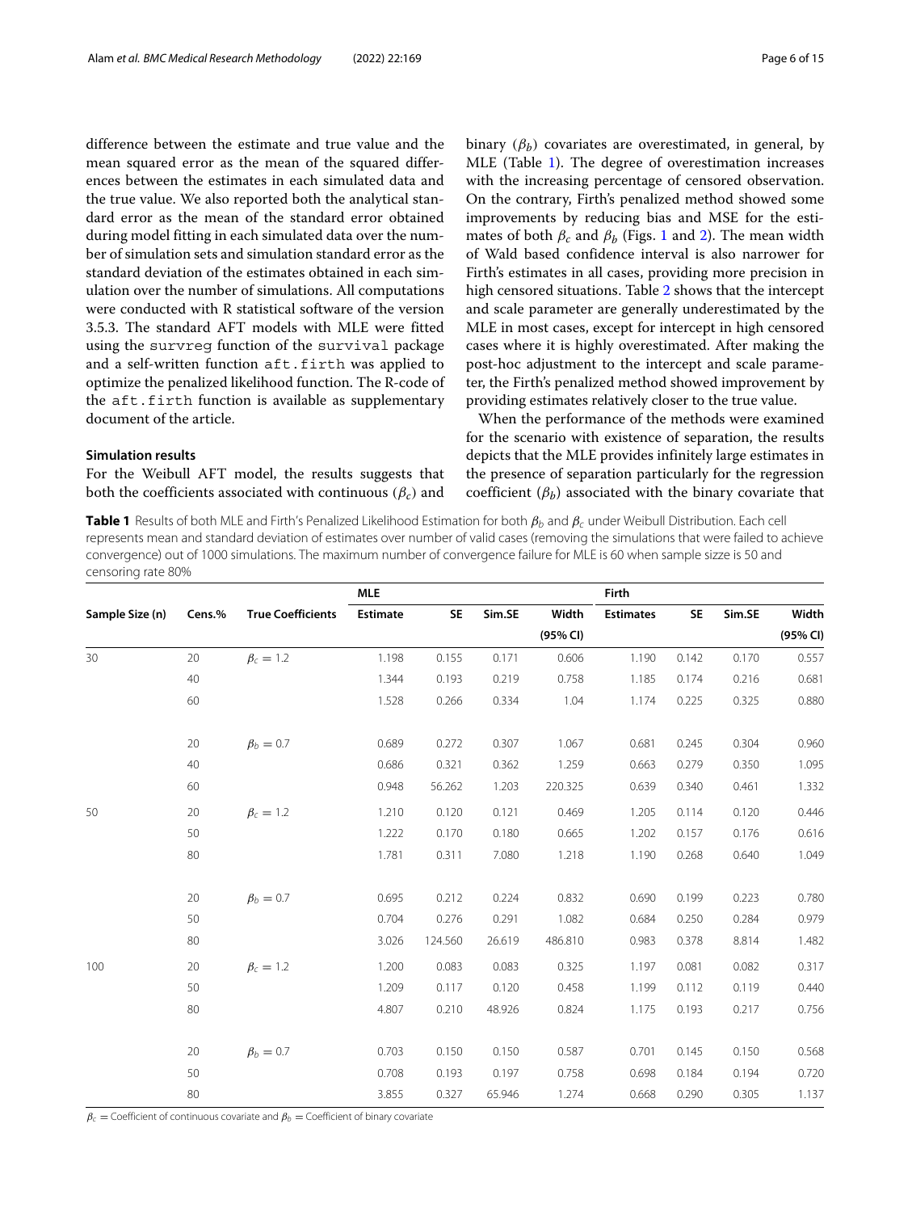difference between the estimate and true value and the mean squared error as the mean of the squared differences between the estimates in each simulated data and the true value. We also reported both the analytical standard error as the mean of the standard error obtained during model fitting in each simulated data over the number of simulation sets and simulation standard error as the standard deviation of the estimates obtained in each simulation over the number of simulations. All computations were conducted with R statistical software of the version 3.5.3. The standard AFT models with MLE were fitted using the `survreg` function of the `survival` package and a self-written function `aft.firth` was applied to optimize the penalized likelihood function. The R-code of the `aft.firth` function is available as supplementary document of the article.

### Simulation results

For the Weibull AFT model, the results suggests that both the coefficients associated with continuous ($\beta_c$) and binary ($\beta_b$) covariates are overestimated, in general, by MLE (Table 1). The degree of overestimation increases with the increasing percentage of censored observation. On the contrary, Firth's penalized method showed some improvements by reducing bias and MSE for the estimates of both $\beta_c$ and $\beta_b$ (Figs. 1 and 2). The mean width of Wald based confidence interval is also narrower for Firth's estimates in all cases, providing more precision in high censored situations. Table 2 shows that the intercept and scale parameter are generally underestimated by the MLE in most cases, except for intercept in high censored cases where it is highly overestimated. After making the post-hoc adjustment to the intercept and scale parameter, the Firth's penalized method showed improvement by providing estimates relatively closer to the true value.

When the performance of the methods were examined for the scenario with existence of separation, the results depicts that the MLE provides infinitely large estimates in the presence of separation particularly for the regression coefficient ($\beta_b$) associated with the binary covariate that

**Table 1** Results of both MLE and Firth's Penalized Likelihood Estimation for both $\beta_b$ and $\beta_c$ under Weibull Distribution. Each cell represents mean and standard deviation of estimates over number of valid cases (removing the simulations that were failed to achieve convergence) out of 1000 simulations. The maximum number of convergence failure for MLE is 60 when sample sizze is 50 and censoring rate 80%

| | | | MLE | | | | Firth | | | |
|---|---|---|---|---|---|---|---|---|---|---|
| Sample Size (n) | Cens.% | True Coefficients | Estimate | SE | Sim.SE | Width (95% CI) | Estimates | SE | Sim.SE | Width (95% CI) |
| 30 | 20 | $\beta_c = 1.2$ | 1.198 | 0.155 | 0.171 | 0.606 | 1.190 | 0.142 | 0.170 | 0.557 |
| | 40 | | 1.344 | 0.193 | 0.219 | 0.758 | 1.185 | 0.174 | 0.216 | 0.681 |
| | 60 | | 1.528 | 0.266 | 0.334 | 1.04 | 1.174 | 0.225 | 0.325 | 0.880 |
| | 20 | $\beta_b = 0.7$ | 0.689 | 0.272 | 0.307 | 1.067 | 0.681 | 0.245 | 0.304 | 0.960 |
| | 40 | | 0.686 | 0.321 | 0.362 | 1.259 | 0.663 | 0.279 | 0.350 | 1.095 |
| | 60 | | 0.948 | 56.262 | 1.203 | 220.325 | 0.639 | 0.340 | 0.461 | 1.332 |
| 50 | 20 | $\beta_c = 1.2$ | 1.210 | 0.120 | 0.121 | 0.469 | 1.205 | 0.114 | 0.120 | 0.446 |
| | 50 | | 1.222 | 0.170 | 0.180 | 0.665 | 1.202 | 0.157 | 0.176 | 0.616 |
| | 80 | | 1.781 | 0.311 | 7.080 | 1.218 | 1.190 | 0.268 | 0.640 | 1.049 |
| | 20 | $\beta_b = 0.7$ | 0.695 | 0.212 | 0.224 | 0.832 | 0.690 | 0.199 | 0.223 | 0.780 |
| | 50 | | 0.704 | 0.276 | 0.291 | 1.082 | 0.684 | 0.250 | 0.284 | 0.979 |
| | 80 | | 3.026 | 124.560 | 26.619 | 486.810 | 0.983 | 0.378 | 8.814 | 1.482 |
| 100 | 20 | $\beta_c = 1.2$ | 1.200 | 0.083 | 0.083 | 0.325 | 1.197 | 0.081 | 0.082 | 0.317 |
| | 50 | | 1.209 | 0.117 | 0.120 | 0.458 | 1.199 | 0.112 | 0.119 | 0.440 |
| | 80 | | 4.807 | 0.210 | 48.926 | 0.824 | 1.175 | 0.193 | 0.217 | 0.756 |
| | 20 | $\beta_b = 0.7$ | 0.703 | 0.150 | 0.150 | 0.587 | 0.701 | 0.145 | 0.150 | 0.568 |
| | 50 | | 0.708 | 0.193 | 0.197 | 0.758 | 0.698 | 0.184 | 0.194 | 0.720 |
| | 80 | | 3.855 | 0.327 | 65.946 | 1.274 | 0.668 | 0.290 | 0.305 | 1.137 |

$\beta_c$ = Coefficient of continuous covariate and $\beta_b$ = Coefficient of binary covariate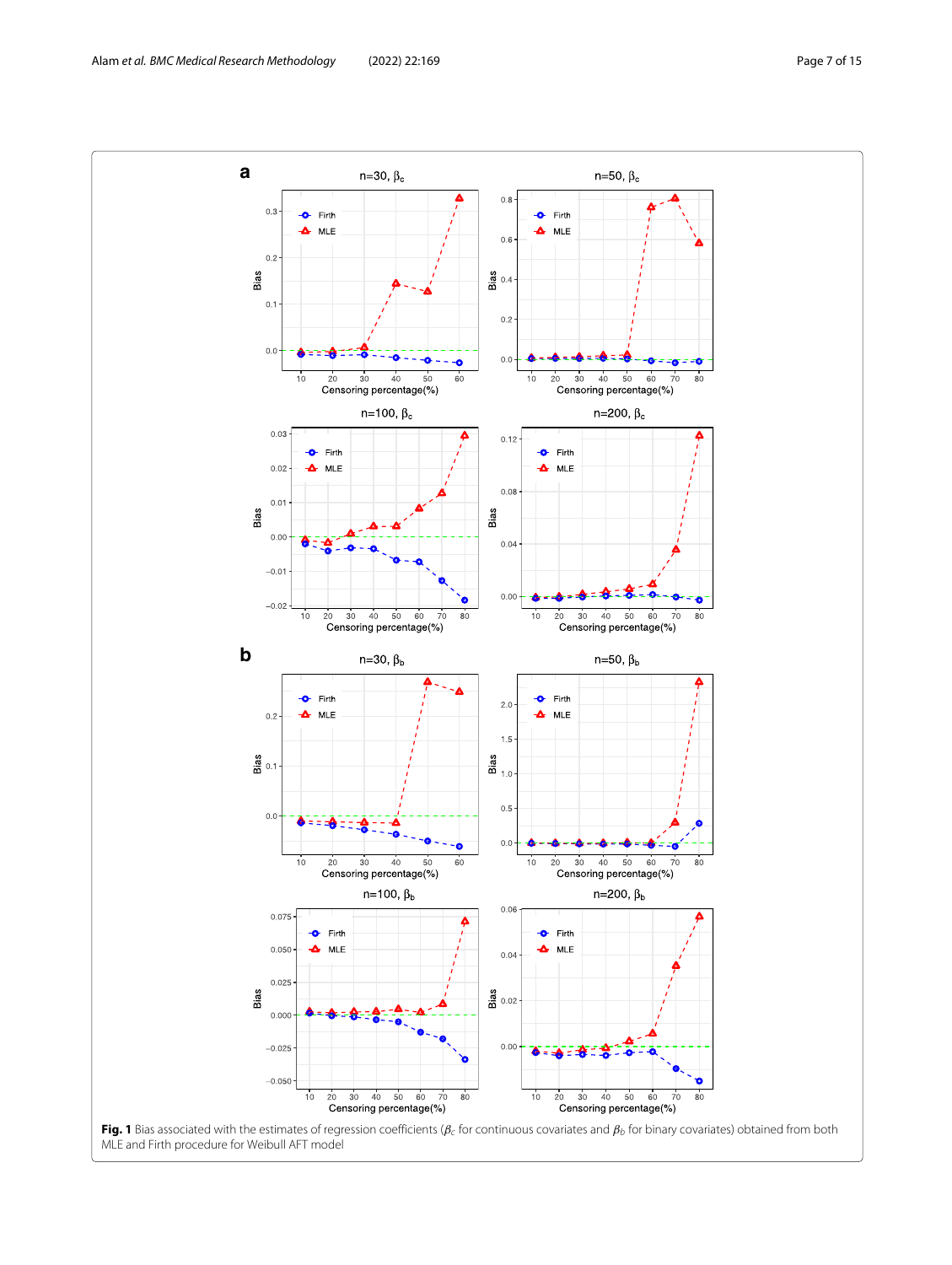**Fig. 1** Bias associated with the estimates of regression coefficients ($\beta_c$ for continuous covariates and $\beta_b$ for binary covariates) obtained from both MLE and Firth procedure for Weibull AFT model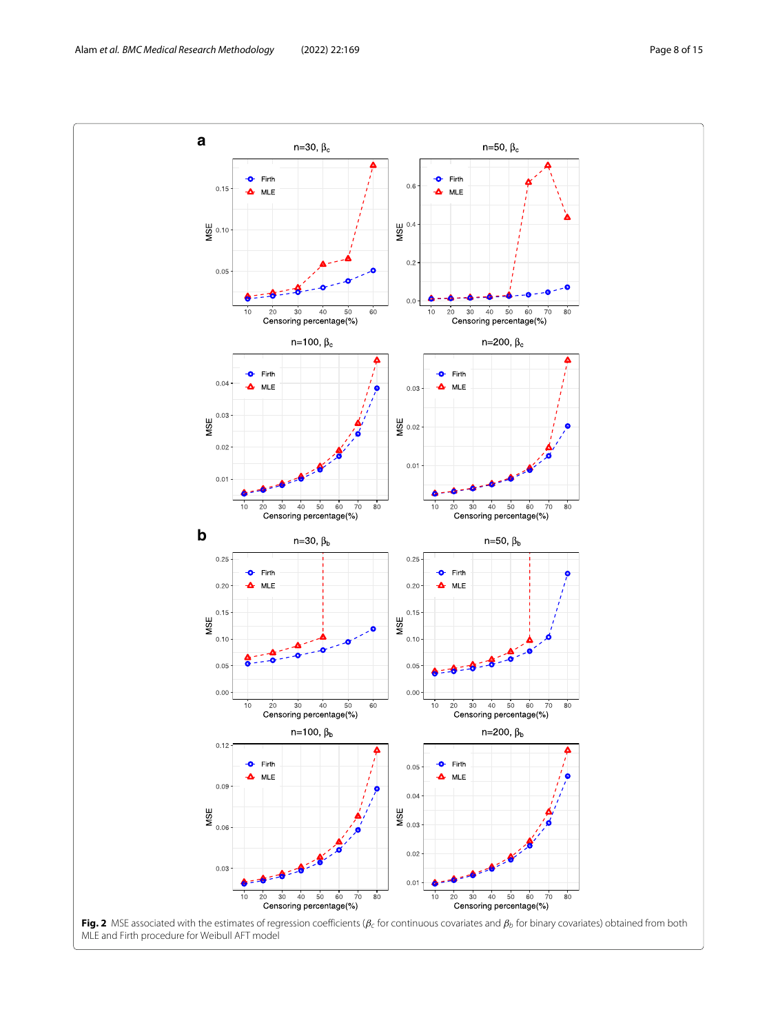**Fig. 2** MSE associated with the estimates of regression coefficients ($\beta_c$ for continuous covariates and $\beta_b$ for binary covariates) obtained from both MLE and Firth procedure for Weibull AFT model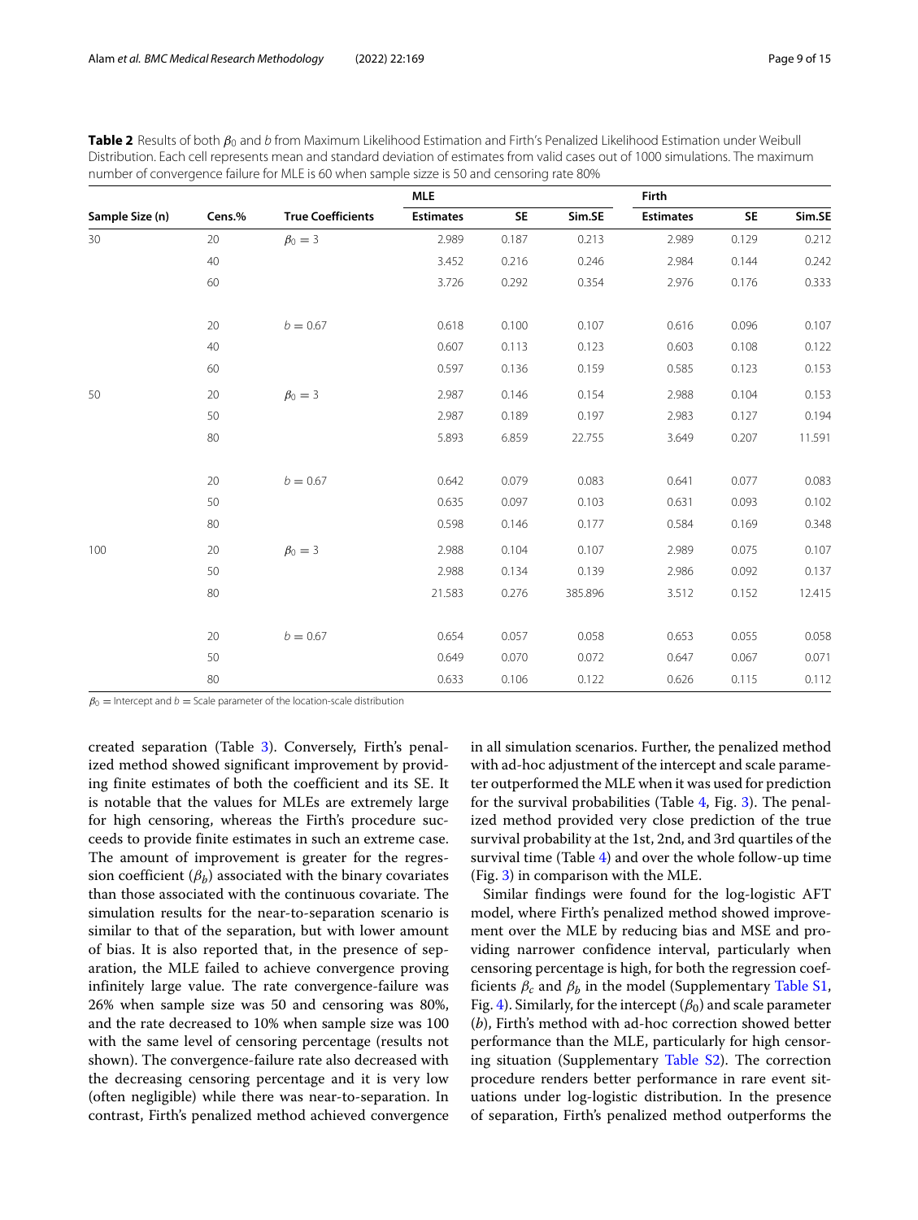**Table 2** Results of both $\beta_0$ and $b$ from Maximum Likelihood Estimation and Firth's Penalized Likelihood Estimation under Weibull Distribution. Each cell represents mean and standard deviation of estimates from valid cases out of 1000 simulations. The maximum number of convergence failure for MLE is 60 when sample sizze is 50 and censoring rate 80%

| | | | MLE | | | Firth | | |
|---|---|---|---|---|---|---|---|---|
| Sample Size (n) | Cens.% | True Coefficients | Estimates | SE | Sim.SE | Estimates | SE | Sim.SE |
| 30 | 20 | $\beta_0 = 3$ | 2.989 | 0.187 | 0.213 | 2.989 | 0.129 | 0.212 |
| | 40 | | 3.452 | 0.216 | 0.246 | 2.984 | 0.144 | 0.242 |
| | 60 | | 3.726 | 0.292 | 0.354 | 2.976 | 0.176 | 0.333 |
| | 20 | $b = 0.67$ | 0.618 | 0.100 | 0.107 | 0.616 | 0.096 | 0.107 |
| | 40 | | 0.607 | 0.113 | 0.123 | 0.603 | 0.108 | 0.122 |
| | 60 | | 0.597 | 0.136 | 0.159 | 0.585 | 0.123 | 0.153 |
| 50 | 20 | $\beta_0 = 3$ | 2.987 | 0.146 | 0.154 | 2.988 | 0.104 | 0.153 |
| | 50 | | 2.987 | 0.189 | 0.197 | 2.983 | 0.127 | 0.194 |
| | 80 | | 5.893 | 6.859 | 22.755 | 3.649 | 0.207 | 11.591 |
| | 20 | $b = 0.67$ | 0.642 | 0.079 | 0.083 | 0.641 | 0.077 | 0.083 |
| | 50 | | 0.635 | 0.097 | 0.103 | 0.631 | 0.093 | 0.102 |
| | 80 | | 0.598 | 0.146 | 0.177 | 0.584 | 0.169 | 0.348 |
| 100 | 20 | $\beta_0 = 3$ | 2.988 | 0.104 | 0.107 | 2.989 | 0.075 | 0.107 |
| | 50 | | 2.988 | 0.134 | 0.139 | 2.986 | 0.092 | 0.137 |
| | 80 | | 21.583 | 0.276 | 385.896 | 3.512 | 0.152 | 12.415 |
| | 20 | $b = 0.67$ | 0.654 | 0.057 | 0.058 | 0.653 | 0.055 | 0.058 |
| | 50 | | 0.649 | 0.070 | 0.072 | 0.647 | 0.067 | 0.071 |
| | 80 | | 0.633 | 0.106 | 0.122 | 0.626 | 0.115 | 0.112 |

$\beta_0$ = Intercept and $b$ = Scale parameter of the location-scale distribution

created separation (Table 3). Conversely, Firth's penalized method showed significant improvement by providing finite estimates of both the coefficient and its SE. It is notable that the values for MLEs are extremely large for high censoring, whereas the Firth's procedure succeeds to provide finite estimates in such an extreme case. The amount of improvement is greater for the regression coefficient ($\beta_b$) associated with the binary covariates than those associated with the continuous covariate. The simulation results for the near-to-separation scenario is similar to that of the separation, but with lower amount of bias. It is also reported that, in the presence of separation, the MLE failed to achieve convergence proving infinitely large value. The rate convergence-failure was 26% when sample size was 50 and censoring was 80%, and the rate decreased to 10% when sample size was 100 with the same level of censoring percentage (results not shown). The convergence-failure rate also decreased with the decreasing censoring percentage and it is very low (often negligible) while there was near-to-separation. In contrast, Firth's penalized method achieved convergence in all simulation scenarios. Further, the penalized method with ad-hoc adjustment of the intercept and scale parameter outperformed the MLE when it was used for prediction for the survival probabilities (Table 4, Fig. 3). The penalized method provided very close prediction of the true survival probability at the 1st, 2nd, and 3rd quartiles of the survival time (Table 4) and over the whole follow-up time (Fig. 3) in comparison with the MLE.

Similar findings were found for the log-logistic AFT model, where Firth's penalized method showed improvement over the MLE by reducing bias and MSE and providing narrower confidence interval, particularly when censoring percentage is high, for both the regression coefficients $\beta_c$ and $\beta_b$ in the model (Supplementary Table S1, Fig. 4). Similarly, for the intercept ($\beta_0$) and scale parameter ($b$), Firth's method with ad-hoc correction showed better performance than the MLE, particularly for high censoring situation (Supplementary Table S2). The correction procedure renders better performance in rare event situations under log-logistic distribution. In the presence of separation, Firth's penalized method outperforms the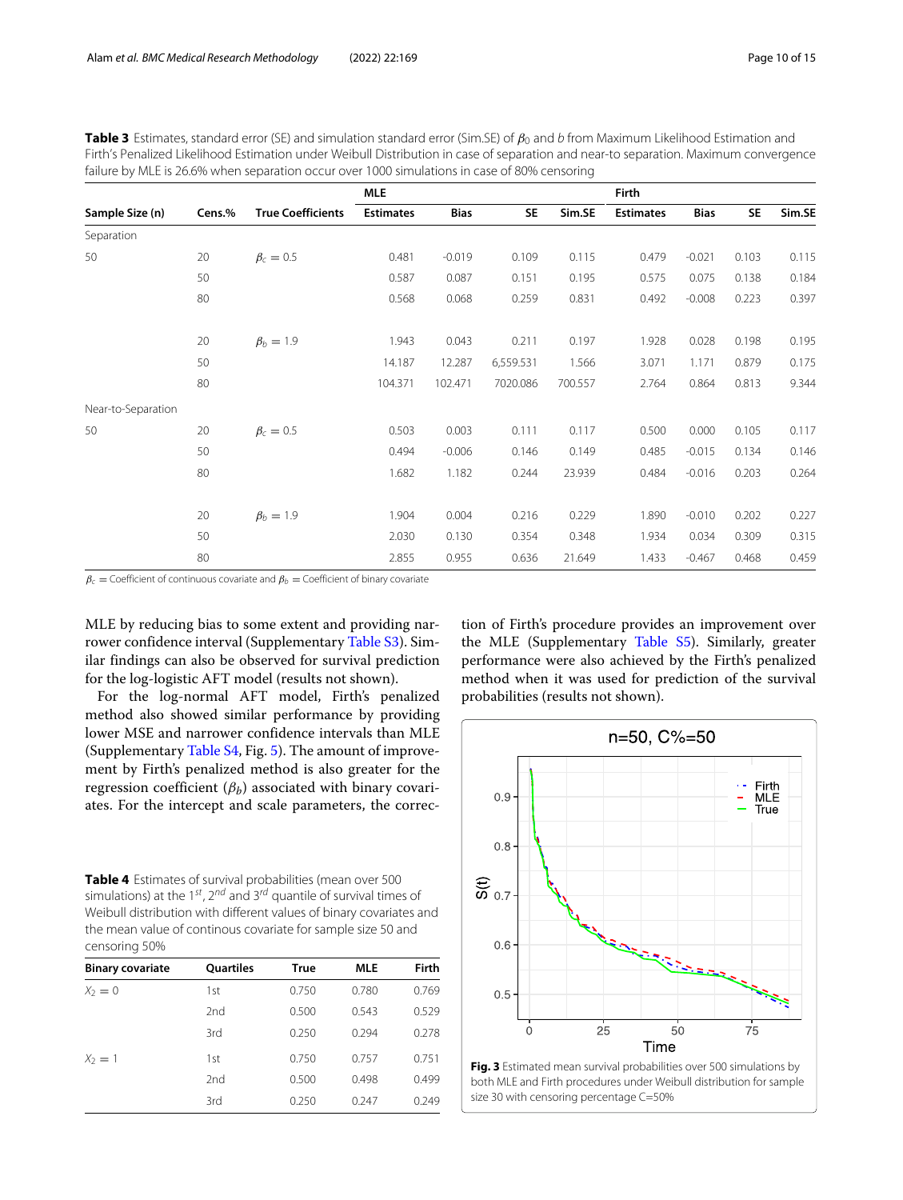**Table 3** Estimates, standard error (SE) and simulation standard error (Sim.SE) of $\beta_0$ and $b$ from Maximum Likelihood Estimation and Firth's Penalized Likelihood Estimation under Weibull Distribution in case of separation and near-to separation. Maximum convergence failure by MLE is 26.6% when separation occur over 1000 simulations in case of 80% censoring

| | | | MLE | | | | Firth | | | |
|---|---|---|---|---|---|---|---|---|---|---|
| **Sample Size (n)** | **Cens.%** | **True Coefficients** | **Estimates** | **Bias** | **SE** | **Sim.SE** | **Estimates** | **Bias** | **SE** | **Sim.SE** |
| Separation | | | | | | | | | | |
| 50 | 20 | $\beta_c = 0.5$ | 0.481 | -0.019 | 0.109 | 0.115 | 0.479 | -0.021 | 0.103 | 0.115 |
| | 50 | | 0.587 | 0.087 | 0.151 | 0.195 | 0.575 | 0.075 | 0.138 | 0.184 |
| | 80 | | 0.568 | 0.068 | 0.259 | 0.831 | 0.492 | -0.008 | 0.223 | 0.397 |
| | 20 | $\beta_b = 1.9$ | 1.943 | 0.043 | 0.211 | 0.197 | 1.928 | 0.028 | 0.198 | 0.195 |
| | 50 | | 14.187 | 12.287 | 6,559.531 | 1.566 | 3.071 | 1.171 | 0.879 | 0.175 |
| | 80 | | 104.371 | 102.471 | 7020.086 | 700.557 | 2.764 | 0.864 | 0.813 | 9.344 |
| Near-to-Separation | | | | | | | | | | |
| 50 | 20 | $\beta_c = 0.5$ | 0.503 | 0.003 | 0.111 | 0.117 | 0.500 | 0.000 | 0.105 | 0.117 |
| | 50 | | 0.494 | -0.006 | 0.146 | 0.149 | 0.485 | -0.015 | 0.134 | 0.146 |
| | 80 | | 1.682 | 1.182 | 0.244 | 23.939 | 0.484 | -0.016 | 0.203 | 0.264 |
| | 20 | $\beta_b = 1.9$ | 1.904 | 0.004 | 0.216 | 0.229 | 1.890 | -0.010 | 0.202 | 0.227 |
| | 50 | | 2.030 | 0.130 | 0.354 | 0.348 | 1.934 | 0.034 | 0.309 | 0.315 |
| | 80 | | 2.855 | 0.955 | 0.636 | 21.649 | 1.433 | -0.467 | 0.468 | 0.459 |

$\beta_c$ = Coefficient of continuous covariate and $\beta_b$ = Coefficient of binary covariate

MLE by reducing bias to some extent and providing narrower confidence interval (Supplementary Table S3). Similar findings can also be observed for survival prediction for the log-logistic AFT model (results not shown).

For the log-normal AFT model, Firth's penalized method also showed similar performance by providing lower MSE and narrower confidence intervals than MLE (Supplementary Table S4, Fig. 5). The amount of improvement by Firth's penalized method is also greater for the regression coefficient ($\beta_b$) associated with binary covariates. For the intercept and scale parameters, the correction of Firth's procedure provides an improvement over the MLE (Supplementary Table S5). Similarly, greater performance were also achieved by the Firth's penalized method when it was used for prediction of the survival probabilities (results not shown).

**Table 4** Estimates of survival probabilities (mean over 500 simulations) at the 1st, 2nd and 3rd quantile of survival times of Weibull distribution with different values of binary covariates and the mean value of continous covariate for sample size 50 and censoring 50%

| Binary covariate | Quartiles | True | MLE | Firth |
|---|---|---|---|---|
| $X_2 = 0$ | 1st | 0.750 | 0.780 | 0.769 |
| | 2nd | 0.500 | 0.543 | 0.529 |
| | 3rd | 0.250 | 0.294 | 0.278 |
| $X_2 = 1$ | 1st | 0.750 | 0.757 | 0.751 |
| | 2nd | 0.500 | 0.498 | 0.499 |
| | 3rd | 0.250 | 0.247 | 0.249 |

**Fig. 3** Estimated mean survival probabilities over 500 simulations by both MLE and Firth procedures under Weibull distribution for sample size 30 with censoring percentage C=50%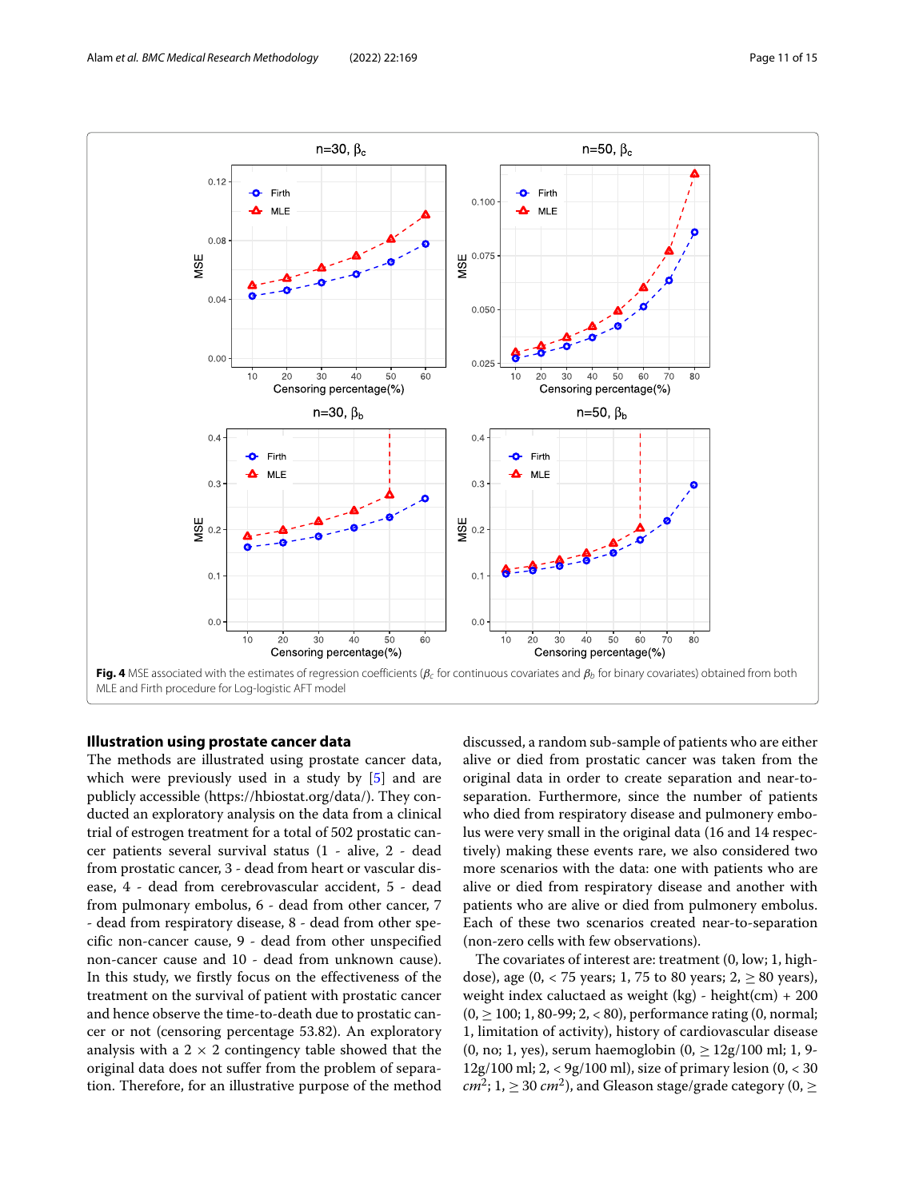**Fig. 4** MSE associated with the estimates of regression coefficients ($\beta_c$ for continuous covariates and $\beta_b$ for binary covariates) obtained from both MLE and Firth procedure for Log-logistic AFT model

## Illustration using prostate cancer data

The methods are illustrated using prostate cancer data, which were previously used in a study by [5] and are publicly accessible (https://hbiostat.org/data/). They conducted an exploratory analysis on the data from a clinical trial of estrogen treatment for a total of 502 prostatic cancer patients several survival status (1 - alive, 2 - dead from prostatic cancer, 3 - dead from heart or vascular disease, 4 - dead from cerebrovascular accident, 5 - dead from pulmonary embolus, 6 - dead from other cancer, 7 - dead from respiratory disease, 8 - dead from other specific non-cancer cause, 9 - dead from other unspecified non-cancer cause and 10 - dead from unknown cause). In this study, we firstly focus on the effectiveness of the treatment on the survival of patient with prostatic cancer and hence observe the time-to-death due to prostatic cancer or not (censoring percentage 53.82). An exploratory analysis with a 2 × 2 contingency table showed that the original data does not suffer from the problem of separation. Therefore, for an illustrative purpose of the method discussed, a random sub-sample of patients who are either alive or died from prostatic cancer was taken from the original data in order to create separation and near-to-separation. Furthermore, since the number of patients who died from respiratory disease and pulmonery embolus were very small in the original data (16 and 14 respectively) making these events rare, we also considered two more scenarios with the data: one with patients who are alive or died from respiratory disease and another with patients who are alive or died from pulmonery embolus. Each of these two scenarios created near-to-separation (non-zero cells with few observations).

The covariates of interest are: treatment (0, low; 1, high-dose), age (0, < 75 years; 1, 75 to 80 years; 2, ≥ 80 years), weight index caluctaed as weight (kg) - height(cm) + 200 (0, ≥ 100; 1, 80-99; 2, < 80), performance rating (0, normal; 1, limitation of activity), history of cardiovascular disease (0, no; 1, yes), serum haemoglobin (0, ≥ 12g/100 ml; 1, 9-12g/100 ml; 2, < 9g/100 ml), size of primary lesion (0, < 30 $cm^2$; 1, ≥ 30 $cm^2$), and Gleason stage/grade category (0, ≥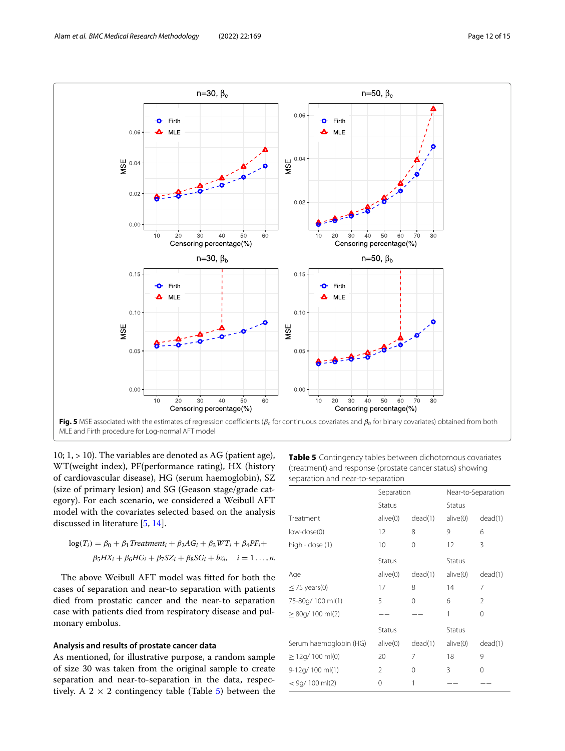**Fig. 5** MSE associated with the estimates of regression coefficients ($\beta_c$ for continuous covariates and $\beta_b$ for binary covariates) obtained from both MLE and Firth procedure for Log-normal AFT model

10; 1, > 10). The variables are denoted as AG (patient age), WT(weight index), PF(performance rating), HX (history of cardiovascular disease), HG (serum haemoglobin), SZ (size of primary lesion) and SG (Geason stage/grade category). For each scenario, we considered a Weibull AFT model with the covariates selected based on the analysis discussed in literature [5, 14].

$$\log(T_i) = \beta_0 + \beta_1 Treatment_i + \beta_2 AG_i + \beta_3 WT_i + \beta_4 PF_i + \beta_5 HX_i + \beta_6 HG_i + \beta_7 SZ_i + \beta_8 SG_i + bz_i, \quad i = 1 \ldots, n.$$

The above Weibull AFT model was fitted for both the cases of separation and near-to separation with patients died from prostatic cancer and the near-to separation case with patients died from respiratory disease and pulmonary embolus.

### Analysis and results of prostate cancer data

As mentioned, for illustrative purpose, a random sample of size 30 was taken from the original sample to create separation and near-to-separation in the data, respectively. A 2 × 2 contingency table (Table 5) between the

**Table 5** Contingency tables between dichotomous covariates (treatment) and response (prostate cancer status) showing separation and near-to-separation

| | Separation | | Near-to-Separation | |
|---|---|---|---|---|
| | Status | | Status | |
| Treatment | alive(0) | dead(1) | alive(0) | dead(1) |
| low-dose(0) | 12 | 8 | 9 | 6 |
| high - dose (1) | 10 | 0 | 12 | 3 |
| | Status | | Status | |
| Age | alive(0) | dead(1) | alive(0) | dead(1) |
| ≤ 75 years(0) | 17 | 8 | 14 | 7 |
| 75-80g/ 100 ml(1) | 5 | 0 | 6 | 2 |
| ≥ 80g/ 100 ml(2) | −− | −− | 1 | 0 |
| | Status | | Status | |
| Serum haemoglobin (HG) | alive(0) | dead(1) | alive(0) | dead(1) |
| ≥ 12g/ 100 ml(0) | 20 | 7 | 18 | 9 |
| 9-12g/ 100 ml(1) | 2 | 0 | 3 | 0 |
| < 9g/ 100 ml(2) | 0 | 1 | −− | −− |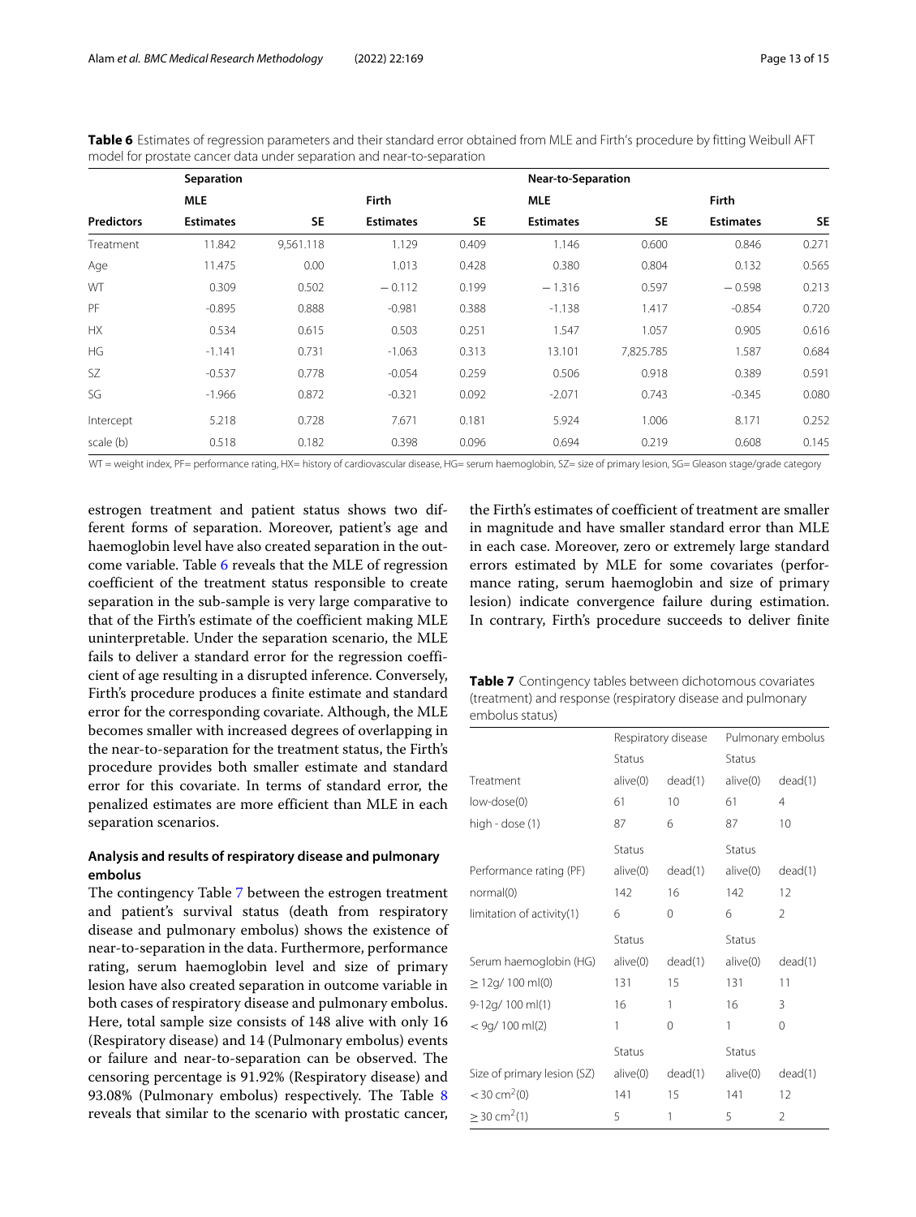**Table 6** Estimates of regression parameters and their standard error obtained from MLE and Firth's procedure by fitting Weibull AFT model for prostate cancer data under separation and near-to-separation

| | Separation | | | | Near-to-Separation | | | |
|---|---|---|---|---|---|---|---|---|
| | MLE | | Firth | | MLE | | Firth | |
| **Predictors** | **Estimates** | **SE** | **Estimates** | **SE** | **Estimates** | **SE** | **Estimates** | **SE** |
| Treatment | 11.842 | 9,561.118 | 1.129 | 0.409 | 1.146 | 0.600 | 0.846 | 0.271 |
| Age | 11.475 | 0.00 | 1.013 | 0.428 | 0.380 | 0.804 | 0.132 | 0.565 |
| WT | 0.309 | 0.502 | − 0.112 | 0.199 | − 1.316 | 0.597 | − 0.598 | 0.213 |
| PF | -0.895 | 0.888 | -0.981 | 0.388 | -1.138 | 1.417 | -0.854 | 0.720 |
| HX | 0.534 | 0.615 | 0.503 | 0.251 | 1.547 | 1.057 | 0.905 | 0.616 |
| HG | -1.141 | 0.731 | -1.063 | 0.313 | 13.101 | 7,825.785 | 1.587 | 0.684 |
| SZ | -0.537 | 0.778 | -0.054 | 0.259 | 0.506 | 0.918 | 0.389 | 0.591 |
| SG | -1.966 | 0.872 | -0.321 | 0.092 | -2.071 | 0.743 | -0.345 | 0.080 |
| Intercept | 5.218 | 0.728 | 7.671 | 0.181 | 5.924 | 1.006 | 8.171 | 0.252 |
| scale (b) | 0.518 | 0.182 | 0.398 | 0.096 | 0.694 | 0.219 | 0.608 | 0.145 |

WT = weight index, PF= performance rating, HX= history of cardiovascular disease, HG= serum haemoglobin, SZ= size of primary lesion, SG= Gleason stage/grade category

estrogen treatment and patient status shows two different forms of separation. Moreover, patient's age and haemoglobin level have also created separation in the outcome variable. Table 6 reveals that the MLE of regression coefficient of the treatment status responsible to create separation in the sub-sample is very large comparative to that of the Firth's estimate of the coefficient making MLE uninterpretable. Under the separation scenario, the MLE fails to deliver a standard error for the regression coefficient of age resulting in a disrupted inference. Conversely, Firth's procedure produces a finite estimate and standard error for the corresponding covariate. Although, the MLE becomes smaller with increased degrees of overlapping in the near-to-separation for the treatment status, the Firth's procedure provides both smaller estimate and standard error for this covariate. In terms of standard error, the penalized estimates are more efficient than MLE in each separation scenarios.

### Analysis and results of respiratory disease and pulmonary embolus

The contingency Table 7 between the estrogen treatment and patient's survival status (death from respiratory disease and pulmonary embolus) shows the existence of near-to-separation in the data. Furthermore, performance rating, serum haemoglobin level and size of primary lesion have also created separation in outcome variable in both cases of respiratory disease and pulmonary embolus. Here, total sample size consists of 148 alive with only 16 (Respiratory disease) and 14 (Pulmonary embolus) events or failure and near-to-separation can be observed. The censoring percentage is 91.92% (Respiratory disease) and 93.08% (Pulmonary embolus) respectively. The Table 8 reveals that similar to the scenario with prostatic cancer, the Firth's estimates of coefficient of treatment are smaller in magnitude and have smaller standard error than MLE in each case. Moreover, zero or extremely large standard errors estimated by MLE for some covariates (performance rating, serum haemoglobin and size of primary lesion) indicate convergence failure during estimation. In contrary, Firth's procedure succeeds to deliver finite

**Table 7** Contingency tables between dichotomous covariates (treatment) and response (respiratory disease and pulmonary embolus status)

| | Respiratory disease | | Pulmonary embolus | |
|---|---|---|---|---|
| | Status | | Status | |
| Treatment | alive(0) | dead(1) | alive(0) | dead(1) |
| low-dose(0) | 61 | 10 | 61 | 4 |
| high - dose (1) | 87 | 6 | 87 | 10 |
| | Status | | Status | |
| Performance rating (PF) | alive(0) | dead(1) | alive(0) | dead(1) |
| normal(0) | 142 | 16 | 142 | 12 |
| limitation of activity(1) | 6 | 0 | 6 | 2 |
| | Status | | Status | |
| Serum haemoglobin (HG) | alive(0) | dead(1) | alive(0) | dead(1) |
| ≥ 12g/ 100 ml(0) | 131 | 15 | 131 | 11 |
| 9-12g/ 100 ml(1) | 16 | 1 | 16 | 3 |
| < 9g/ 100 ml(2) | 1 | 0 | 1 | 0 |
| | Status | | Status | |
| Size of primary lesion (SZ) | alive(0) | dead(1) | alive(0) | dead(1) |
| $< 30$ cm$^2$(0) | 141 | 15 | 141 | 12 |
| $\geq 30$ cm$^2$(1) | 5 | 1 | 5 | 2 |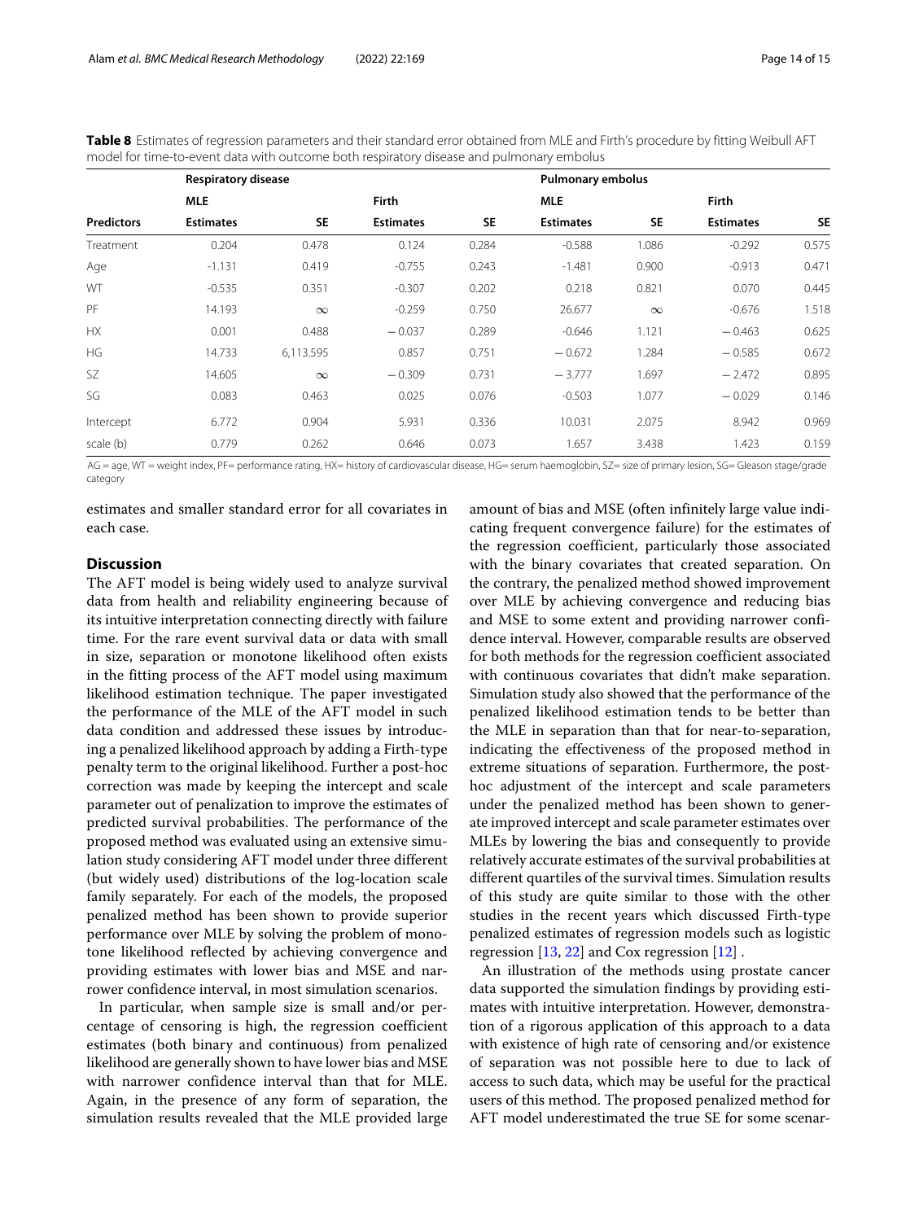**Table 8** Estimates of regression parameters and their standard error obtained from MLE and Firth's procedure by fitting Weibull AFT model for time-to-event data with outcome both respiratory disease and pulmonary embolus

| | Respiratory disease | | | | Pulmonary embolus | | | |
|---|---|---|---|---|---|---|---|---|
| | MLE | | Firth | | MLE | | Firth | |
| **Predictors** | **Estimates** | **SE** | **Estimates** | **SE** | **Estimates** | **SE** | **Estimates** | **SE** |
| Treatment | 0.204 | 0.478 | 0.124 | 0.284 | -0.588 | 1.086 | -0.292 | 0.575 |
| Age | -1.131 | 0.419 | -0.755 | 0.243 | -1.481 | 0.900 | -0.913 | 0.471 |
| WT | -0.535 | 0.351 | -0.307 | 0.202 | 0.218 | 0.821 | 0.070 | 0.445 |
| PF | 14.193 | $\infty$ | -0.259 | 0.750 | 26.677 | $\infty$ | -0.676 | 1.518 |
| HX | 0.001 | 0.488 | − 0.037 | 0.289 | -0.646 | 1.121 | − 0.463 | 0.625 |
| HG | 14.733 | 6,113.595 | 0.857 | 0.751 | − 0.672 | 1.284 | − 0.585 | 0.672 |
| SZ | 14.605 | $\infty$ | − 0.309 | 0.731 | − 3.777 | 1.697 | − 2.472 | 0.895 |
| SG | 0.083 | 0.463 | 0.025 | 0.076 | -0.503 | 1.077 | − 0.029 | 0.146 |
| Intercept | 6.772 | 0.904 | 5.931 | 0.336 | 10.031 | 2.075 | 8.942 | 0.969 |
| scale (b) | 0.779 | 0.262 | 0.646 | 0.073 | 1.657 | 3.438 | 1.423 | 0.159 |

AG = age, WT = weight index, PF= performance rating, HX= history of cardiovascular disease, HG= serum haemoglobin, SZ= size of primary lesion, SG= Gleason stage/grade category

estimates and smaller standard error for all covariates in each case.

## Discussion

The AFT model is being widely used to analyze survival data from health and reliability engineering because of its intuitive interpretation connecting directly with failure time. For the rare event survival data or data with small in size, separation or monotone likelihood often exists in the fitting process of the AFT model using maximum likelihood estimation technique. The paper investigated the performance of the MLE of the AFT model in such data condition and addressed these issues by introducing a penalized likelihood approach by adding a Firth-type penalty term to the original likelihood. Further a post-hoc correction was made by keeping the intercept and scale parameter out of penalization to improve the estimates of predicted survival probabilities. The performance of the proposed method was evaluated using an extensive simulation study considering AFT model under three different (but widely used) distributions of the log-location scale family separately. For each of the models, the proposed penalized method has been shown to provide superior performance over MLE by solving the problem of monotone likelihood reflected by achieving convergence and providing estimates with lower bias and MSE and narrower confidence interval, in most simulation scenarios.

In particular, when sample size is small and/or percentage of censoring is high, the regression coefficient estimates (both binary and continuous) from penalized likelihood are generally shown to have lower bias and MSE with narrower confidence interval than that for MLE. Again, in the presence of any form of separation, the simulation results revealed that the MLE provided large amount of bias and MSE (often infinitely large value indicating frequent convergence failure) for the estimates of the regression coefficient, particularly those associated with the binary covariates that created separation. On the contrary, the penalized method showed improvement over MLE by achieving convergence and reducing bias and MSE to some extent and providing narrower confidence interval. However, comparable results are observed for both methods for the regression coefficient associated with continuous covariates that didn't make separation. Simulation study also showed that the performance of the penalized likelihood estimation tends to be better than the MLE in separation than that for near-to-separation, indicating the effectiveness of the proposed method in extreme situations of separation. Furthermore, the post-hoc adjustment of the intercept and scale parameters under the penalized method has been shown to generate improved intercept and scale parameter estimates over MLEs by lowering the bias and consequently to provide relatively accurate estimates of the survival probabilities at different quartiles of the survival times. Simulation results of this study are quite similar to those with the other studies in the recent years which discussed Firth-type penalized estimates of regression models such as logistic regression [13, 22] and Cox regression [12] .

An illustration of the methods using prostate cancer data supported the simulation findings by providing estimates with intuitive interpretation. However, demonstration of a rigorous application of this approach to a data with existence of high rate of censoring and/or existence of separation was not possible here to due to lack of access to such data, which may be useful for the practical users of this method. The proposed penalized method for AFT model underestimated the true SE for some scenar-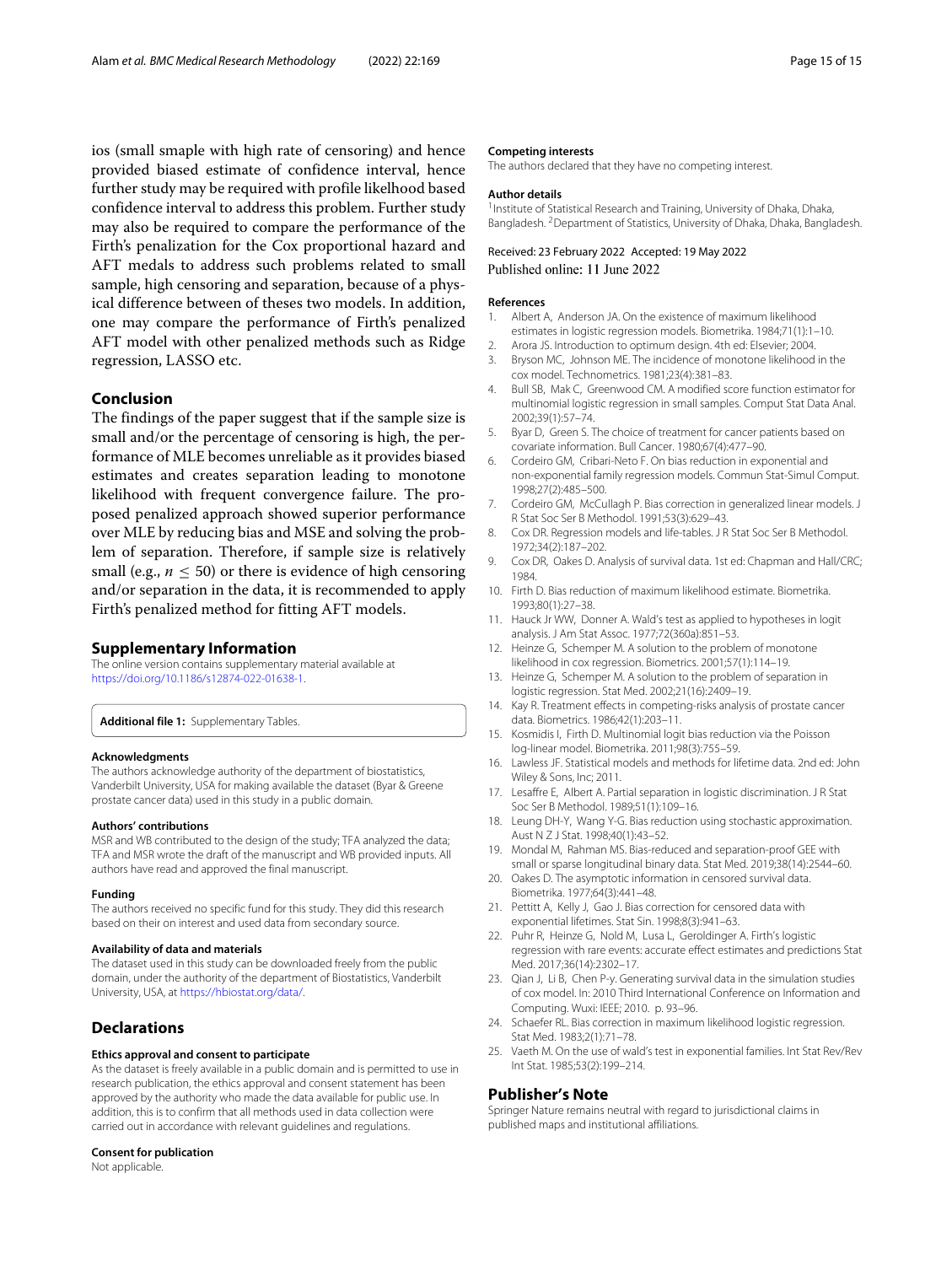ios (small smaple with high rate of censoring) and hence provided biased estimate of confidence interval, hence further study may be required with profile likelihood based confidence interval to address this problem. Further study may also be required to compare the performance of the Firth's penalization for the Cox proportional hazard and AFT medals to address such problems related to small sample, high censoring and separation, because of a physical difference between of theses two models. In addition, one may compare the performance of Firth's penalized AFT model with other penalized methods such as Ridge regression, LASSO etc.

## Conclusion

The findings of the paper suggest that if the sample size is small and/or the percentage of censoring is high, the performance of MLE becomes unreliable as it provides biased estimates and creates separation leading to monotone likelihood with frequent convergence failure. The proposed penalized approach showed superior performance over MLE by reducing bias and MSE and solving the problem of separation. Therefore, if sample size is relatively small (e.g., $n \leq 50$) or there is evidence of high censoring and/or separation in the data, it is recommended to apply Firth's penalized method for fitting AFT models.

## Supplementary Information

The online version contains supplementary material available at https://doi.org/10.1186/s12874-022-01638-1.

**Additional file 1:** Supplementary Tables.

### Acknowledgments

The authors acknowledge authority of the department of biostatistics, Vanderbilt University, USA for making available the dataset (Byar & Greene prostate cancer data) used in this study in a public domain.

### Authors' contributions

MSR and WB contributed to the design of the study; TFA analyzed the data; TFA and MSR wrote the draft of the manuscript and WB provided inputs. All authors have read and approved the final manuscript.

### Funding

The authors received no specific fund for this study. They did this research based on their on interest and used data from secondary source.

### Availability of data and materials

The dataset used in this study can be downloaded freely from the public domain, under the authority of the department of Biostatistics, Vanderbilt University, USA, at https://hbiostat.org/data/.

## Declarations

### Ethics approval and consent to participate

As the dataset is freely available in a public domain and is permitted to use in research publication, the ethics approval and consent statement has been approved by the authority who made the data available for public use. In addition, this is to confirm that all methods used in data collection were carried out in accordance with relevant guidelines and regulations.

### Consent for publication

Not applicable.

### Competing interests

The authors declared that they have no competing interest.

### Author details

[1] Institute of Statistical Research and Training, University of Dhaka, Dhaka, Bangladesh. [2] Department of Statistics, University of Dhaka, Dhaka, Bangladesh.

Received: 23 February 2022 Accepted: 19 May 2022
Published online: 11 June 2022

### References

1. Albert A, Anderson JA. On the existence of maximum likelihood estimates in logistic regression models. Biometrika. 1984;71(1):1–10.
2. Arora JS. Introduction to optimum design. 4th ed: Elsevier; 2004.
3. Bryson MC, Johnson ME. The incidence of monotone likelihood in the cox model. Technometrics. 1981;23(4):381–83.
4. Bull SB, Mak C, Greenwood CM. A modified score function estimator for multinomial logistic regression in small samples. Comput Stat Data Anal. 2002;39(1):57–74.
5. Byar D, Green S. The choice of treatment for cancer patients based on covariate information. Bull Cancer. 1980;67(4):477–90.
6. Cordeiro GM, Cribari-Neto F. On bias reduction in exponential and non-exponential family regression models. Commun Stat-Simul Comput. 1998;27(2):485–500.
7. Cordeiro GM, McCullagh P. Bias correction in generalized linear models. J R Stat Soc Ser B Methodol. 1991;53(3):629–43.
8. Cox DR. Regression models and life-tables. J R Stat Soc Ser B Methodol. 1972;34(2):187–202.
9. Cox DR, Oakes D. Analysis of survival data. 1st ed: Chapman and Hall/CRC; 1984.
10. Firth D. Bias reduction of maximum likelihood estimate. Biometrika. 1993;80(1):27–38.
11. Hauck Jr WW, Donner A. Wald's test as applied to hypotheses in logit analysis. J Am Stat Assoc. 1977;72(360a):851–53.
12. Heinze G, Schemper M. A solution to the problem of monotone likelihood in cox regression. Biometrics. 2001;57(1):114–19.
13. Heinze G, Schemper M. A solution to the problem of separation in logistic regression. Stat Med. 2002;21(16):2409–19.
14. Kay R. Treatment effects in competing-risks analysis of prostate cancer data. Biometrics. 1986;42(1):203–11.
15. Kosmidis I, Firth D. Multinomial logit bias reduction via the Poisson log-linear model. Biometrika. 2011;98(3):755–59.
16. Lawless JF. Statistical models and methods for lifetime data. 2nd ed: John Wiley & Sons, Inc; 2011.
17. Lesaffre E, Albert A. Partial separation in logistic discrimination. J R Stat Soc Ser B Methodol. 1989;51(1):109–16.
18. Leung DH-Y, Wang Y-G. Bias reduction using stochastic approximation. Aust N Z J Stat. 1998;40(1):43–52.
19. Mondal M, Rahman MS. Bias-reduced and separation-proof GEE with small or sparse longitudinal binary data. Stat Med. 2019;38(14):2544–60.
20. Oakes D. The asymptotic information in censored survival data. Biometrika. 1977;64(3):441–48.
21. Pettitt A, Kelly J, Gao J. Bias correction for censored data with exponential lifetimes. Stat Sin. 1998;8(3):941–63.
22. Puhr R, Heinze G, Nold M, Lusa L, Geroldinger A. Firth's logistic regression with rare events: accurate effect estimates and predictions Stat Med. 2017;36(14):2302–17.
23. Qian J, Li B, Chen P-y. Generating survival data in the simulation studies of cox model. In: 2010 Third International Conference on Information and Computing. Wuxi: IEEE; 2010. p. 93–96.
24. Schaefer RL. Bias correction in maximum likelihood logistic regression. Stat Med. 1983;2(1):71–78.
25. Vaeth M. On the use of wald's test in exponential families. Int Stat Rev/Rev Int Stat. 1985;53(2):199–214.

## Publisher's Note

Springer Nature remains neutral with regard to jurisdictional claims in published maps and institutional affiliations.